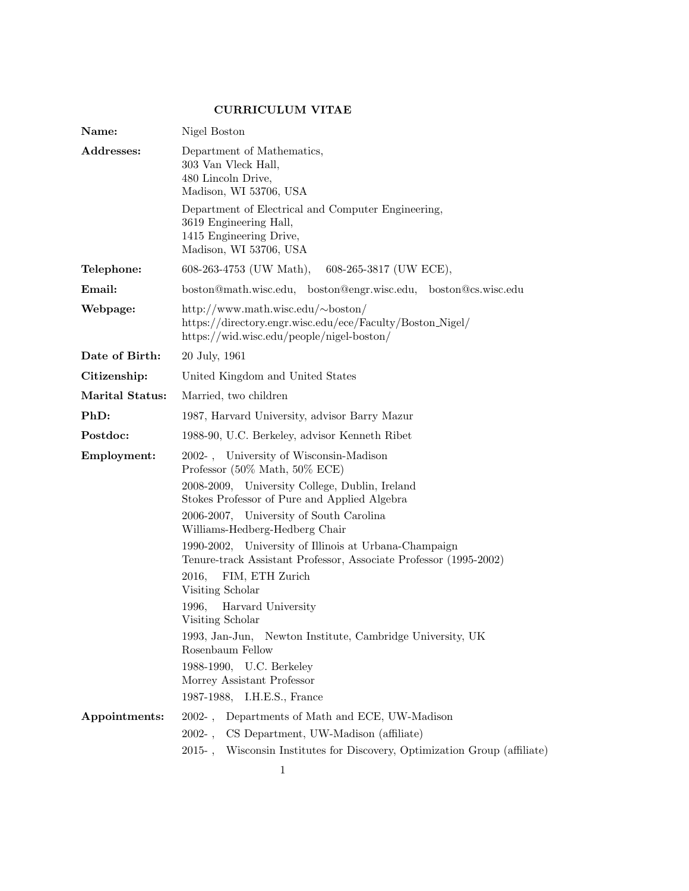# CURRICULUM VITAE

**Name:** Nigel Boston

**Addresses:**

Department of Mathematics,
303 Van Vleck Hall,
480 Lincoln Drive,
Madison, WI 53706, USA

Department of Electrical and Computer Engineering,
3619 Engineering Hall,
1415 Engineering Drive,
Madison, WI 53706, USA

**Telephone:** 608-263-4753 (UW Math), 608-265-3817 (UW ECE),

**Email:** boston@math.wisc.edu, boston@engr.wisc.edu, boston@cs.wisc.edu

**Webpage:**
http://www.math.wisc.edu/∼boston/
https://directory.engr.wisc.edu/ece/Faculty/Boston_Nigel/
https://wid.wisc.edu/people/nigel-boston/

**Date of Birth:** 20 July, 1961

**Citizenship:** United Kingdom and United States

**Marital Status:** Married, two children

**PhD:** 1987, Harvard University, advisor Barry Mazur

**Postdoc:** 1988-90, U.C. Berkeley, advisor Kenneth Ribet

**Employment:**

2002- , University of Wisconsin-Madison
Professor (50% Math, 50% ECE)

2008-2009, University College, Dublin, Ireland
Stokes Professor of Pure and Applied Algebra

2006-2007, University of South Carolina
Williams-Hedberg-Hedberg Chair

1990-2002, University of Illinois at Urbana-Champaign
Tenure-track Assistant Professor, Associate Professor (1995-2002)

2016, FIM, ETH Zurich
Visiting Scholar

1996, Harvard University
Visiting Scholar

1993, Jan-Jun, Newton Institute, Cambridge University, UK
Rosenbaum Fellow

1988-1990, U.C. Berkeley
Morrey Assistant Professor

1987-1988, I.H.E.S., France

**Appointments:**

2002- , Departments of Math and ECE, UW-Madison

2002- , CS Department, UW-Madison (affiliate)

2015- , Wisconsin Institutes for Discovery, Optimization Group (affiliate)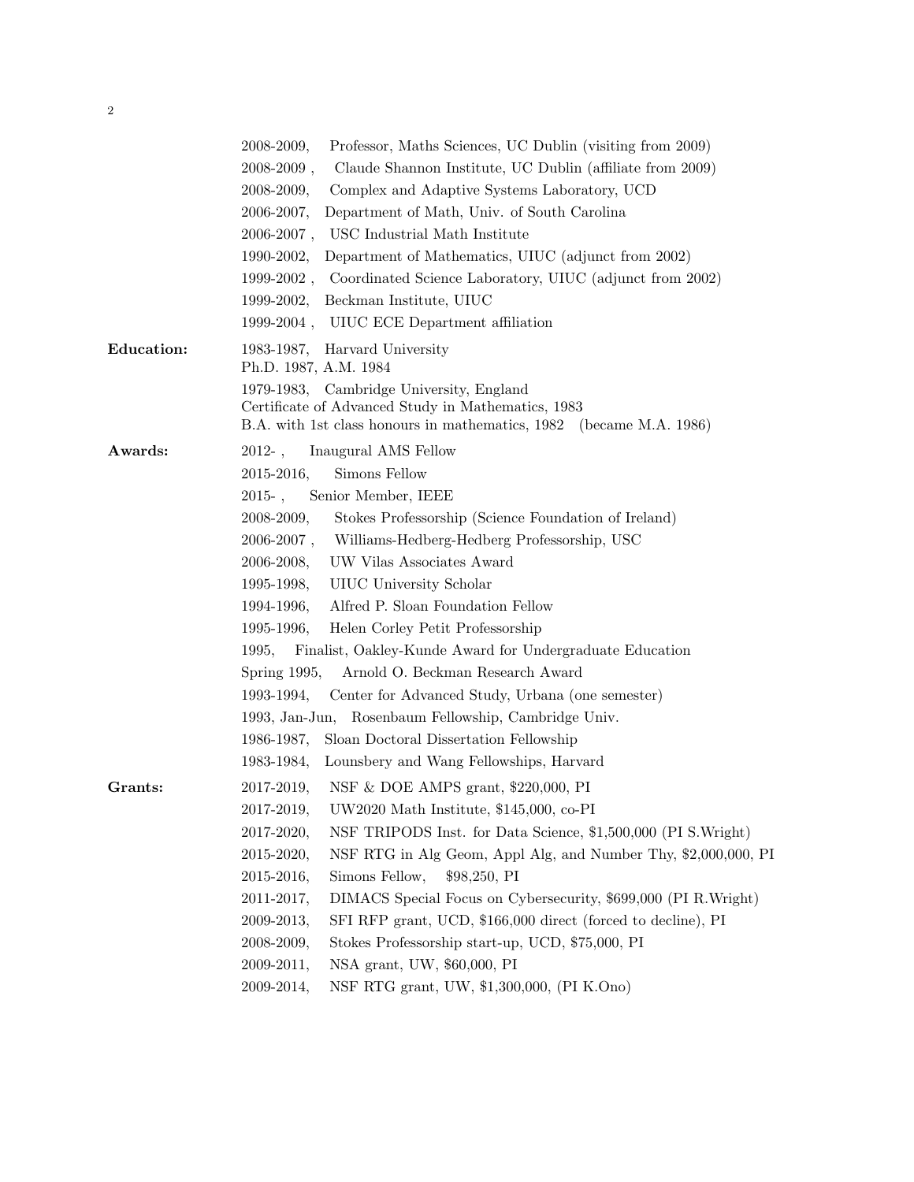2008-2009, Professor, Maths Sciences, UC Dublin (visiting from 2009)
2008-2009 , Claude Shannon Institute, UC Dublin (affiliate from 2009)
2008-2009, Complex and Adaptive Systems Laboratory, UCD
2006-2007, Department of Math, Univ. of South Carolina
2006-2007 , USC Industrial Math Institute
1990-2002, Department of Mathematics, UIUC (adjunct from 2002)
1999-2002 , Coordinated Science Laboratory, UIUC (adjunct from 2002)
1999-2002, Beckman Institute, UIUC
1999-2004 , UIUC ECE Department affiliation

**Education:**

1983-1987, Harvard University
Ph.D. 1987, A.M. 1984

1979-1983, Cambridge University, England
Certificate of Advanced Study in Mathematics, 1983
B.A. with 1st class honours in mathematics, 1982 (became M.A. 1986)

**Awards:**

2012- , Inaugural AMS Fellow
2015-2016, Simons Fellow
2015- , Senior Member, IEEE
2008-2009, Stokes Professorship (Science Foundation of Ireland)
2006-2007 , Williams-Hedberg-Hedberg Professorship, USC
2006-2008, UW Vilas Associates Award
1995-1998, UIUC University Scholar
1994-1996, Alfred P. Sloan Foundation Fellow
1995-1996, Helen Corley Petit Professorship
1995, Finalist, Oakley-Kunde Award for Undergraduate Education
Spring 1995, Arnold O. Beckman Research Award
1993-1994, Center for Advanced Study, Urbana (one semester)
1993, Jan-Jun, Rosenbaum Fellowship, Cambridge Univ.
1986-1987, Sloan Doctoral Dissertation Fellowship
1983-1984, Lounsbery and Wang Fellowships, Harvard

**Grants:**

2017-2019, NSF & DOE AMPS grant, $220,000, PI
2017-2019, UW2020 Math Institute, $145,000, co-PI
2017-2020, NSF TRIPODS Inst. for Data Science, $1,500,000 (PI S.Wright)
2015-2020, NSF RTG in Alg Geom, Appl Alg, and Number Thy, $2,000,000, PI
2015-2016, Simons Fellow, $98,250, PI
2011-2017, DIMACS Special Focus on Cybersecurity, $699,000 (PI R.Wright)
2009-2013, SFI RFP grant, UCD, $166,000 direct (forced to decline), PI
2008-2009, Stokes Professorship start-up, UCD, $75,000, PI
2009-2011, NSA grant, UW, $60,000, PI
2009-2014, NSF RTG grant, UW, $1,300,000, (PI K.Ono)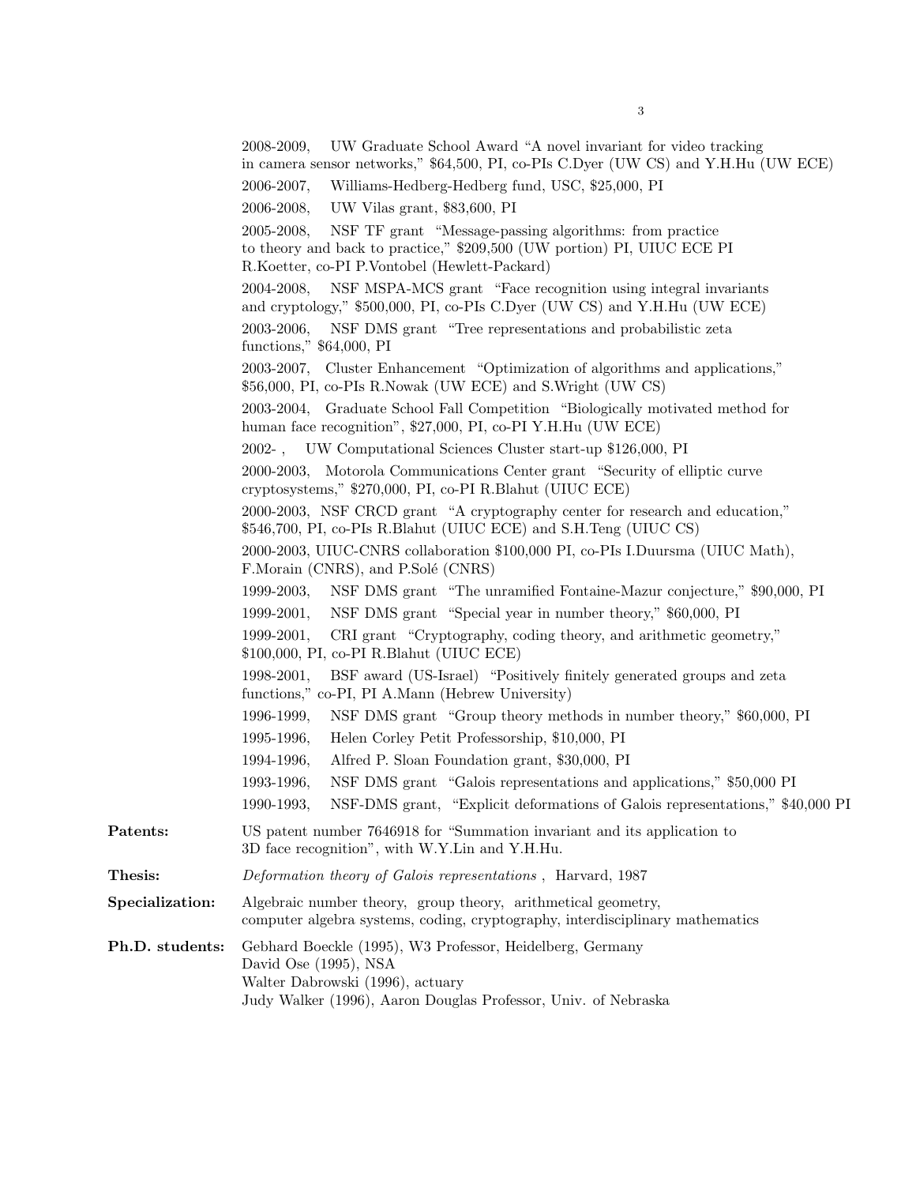2008-2009, UW Graduate School Award "A novel invariant for video tracking in camera sensor networks," $64,500, PI, co-PIs C.Dyer (UW CS) and Y.H.Hu (UW ECE)

2006-2007, Williams-Hedberg-Hedberg fund, USC, $25,000, PI

2006-2008, UW Vilas grant, $83,600, PI

2005-2008, NSF TF grant "Message-passing algorithms: from practice to theory and back to practice," $209,500 (UW portion) PI, UIUC ECE PI R.Koetter, co-PI P.Vontobel (Hewlett-Packard)

2004-2008, NSF MSPA-MCS grant "Face recognition using integral invariants and cryptology," $500,000, PI, co-PIs C.Dyer (UW CS) and Y.H.Hu (UW ECE)

2003-2006, NSF DMS grant "Tree representations and probabilistic zeta functions," $64,000, PI

2003-2007, Cluster Enhancement "Optimization of algorithms and applications," $56,000, PI, co-PIs R.Nowak (UW ECE) and S.Wright (UW CS)

2003-2004, Graduate School Fall Competition "Biologically motivated method for human face recognition", $27,000, PI, co-PI Y.H.Hu (UW ECE)

2002- , UW Computational Sciences Cluster start-up $126,000, PI

2000-2003, Motorola Communications Center grant "Security of elliptic curve cryptosystems," $270,000, PI, co-PI R.Blahut (UIUC ECE)

2000-2003, NSF CRCD grant "A cryptography center for research and education," $546,700, PI, co-PIs R.Blahut (UIUC ECE) and S.H.Teng (UIUC CS)

2000-2003, UIUC-CNRS collaboration $100,000 PI, co-PIs I.Duursma (UIUC Math), F.Morain (CNRS), and P.Solé (CNRS)

1999-2003, NSF DMS grant "The unramified Fontaine-Mazur conjecture," $90,000, PI

1999-2001, NSF DMS grant "Special year in number theory," $60,000, PI

1999-2001, CRI grant "Cryptography, coding theory, and arithmetic geometry," $100,000, PI, co-PI R.Blahut (UIUC ECE)

1998-2001, BSF award (US-Israel) "Positively finitely generated groups and zeta functions," co-PI, PI A.Mann (Hebrew University)

1996-1999, NSF DMS grant "Group theory methods in number theory," $60,000, PI

1995-1996, Helen Corley Petit Professorship, $10,000, PI

1994-1996, Alfred P. Sloan Foundation grant, $30,000, PI

1993-1996, NSF DMS grant "Galois representations and applications," $50,000 PI

1990-1993, NSF-DMS grant, "Explicit deformations of Galois representations," $40,000 PI

**Patents:** US patent number 7646918 for "Summation invariant and its application to 3D face recognition", with W.Y.Lin and Y.H.Hu.

**Thesis:** *Deformation theory of Galois representations* , Harvard, 1987

**Specialization:** Algebraic number theory, group theory, arithmetical geometry, computer algebra systems, coding, cryptography, interdisciplinary mathematics

**Ph.D. students:**
Gebhard Boeckle (1995), W3 Professor, Heidelberg, Germany
David Ose (1995), NSA
Walter Dabrowski (1996), actuary
Judy Walker (1996), Aaron Douglas Professor, Univ. of Nebraska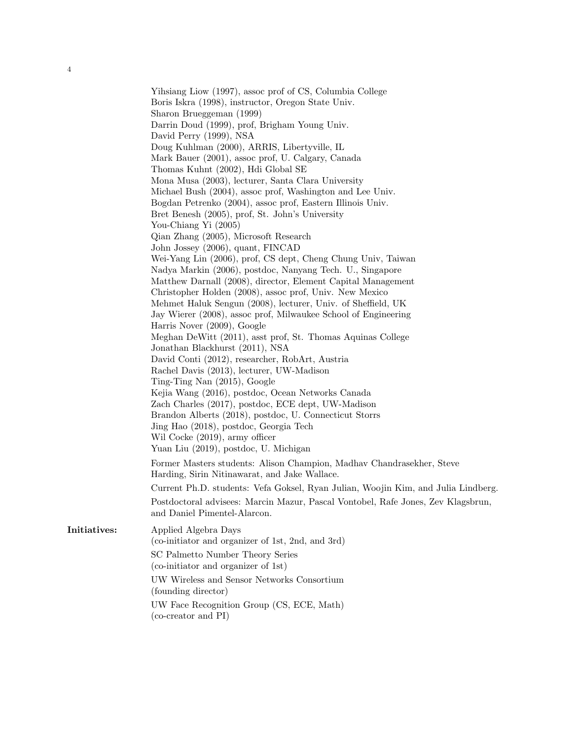Yihsiang Liow (1997), assoc prof of CS, Columbia College
Boris Iskra (1998), instructor, Oregon State Univ.
Sharon Brueggeman (1999)
Darrin Doud (1999), prof, Brigham Young Univ.
David Perry (1999), NSA
Doug Kuhlman (2000), ARRIS, Libertyville, IL
Mark Bauer (2001), assoc prof, U. Calgary, Canada
Thomas Kuhnt (2002), Hdi Global SE
Mona Musa (2003), lecturer, Santa Clara University
Michael Bush (2004), assoc prof, Washington and Lee Univ.
Bogdan Petrenko (2004), assoc prof, Eastern Illinois Univ.
Bret Benesh (2005), prof, St. John's University
You-Chiang Yi (2005)
Qian Zhang (2005), Microsoft Research
John Jossey (2006), quant, FINCAD
Wei-Yang Lin (2006), prof, CS dept, Cheng Chung Univ, Taiwan
Nadya Markin (2006), postdoc, Nanyang Tech. U., Singapore
Matthew Darnall (2008), director, Element Capital Management
Christopher Holden (2008), assoc prof, Univ. New Mexico
Mehmet Haluk Sengun (2008), lecturer, Univ. of Sheffield, UK
Jay Wierer (2008), assoc prof, Milwaukee School of Engineering
Harris Nover (2009), Google
Meghan DeWitt (2011), asst prof, St. Thomas Aquinas College
Jonathan Blackhurst (2011), NSA
David Conti (2012), researcher, RobArt, Austria
Rachel Davis (2013), lecturer, UW-Madison
Ting-Ting Nan (2015), Google
Kejia Wang (2016), postdoc, Ocean Networks Canada
Zach Charles (2017), postdoc, ECE dept, UW-Madison
Brandon Alberts (2018), postdoc, U. Connecticut Storrs
Jing Hao (2018), postdoc, Georgia Tech
Wil Cocke (2019), army officer
Yuan Liu (2019), postdoc, U. Michigan

Former Masters students: Alison Champion, Madhav Chandrasekher, Steve Harding, Sirin Nitinawarat, and Jake Wallace.

Current Ph.D. students: Vefa Goksel, Ryan Julian, Woojin Kim, and Julia Lindberg.

Postdoctoral advisees: Marcin Mazur, Pascal Vontobel, Rafe Jones, Zev Klagsbrun, and Daniel Pimentel-Alarcon.

**Initiatives:**

Applied Algebra Days
(co-initiator and organizer of 1st, 2nd, and 3rd)

SC Palmetto Number Theory Series
(co-initiator and organizer of 1st)

UW Wireless and Sensor Networks Consortium
(founding director)

UW Face Recognition Group (CS, ECE, Math)
(co-creator and PI)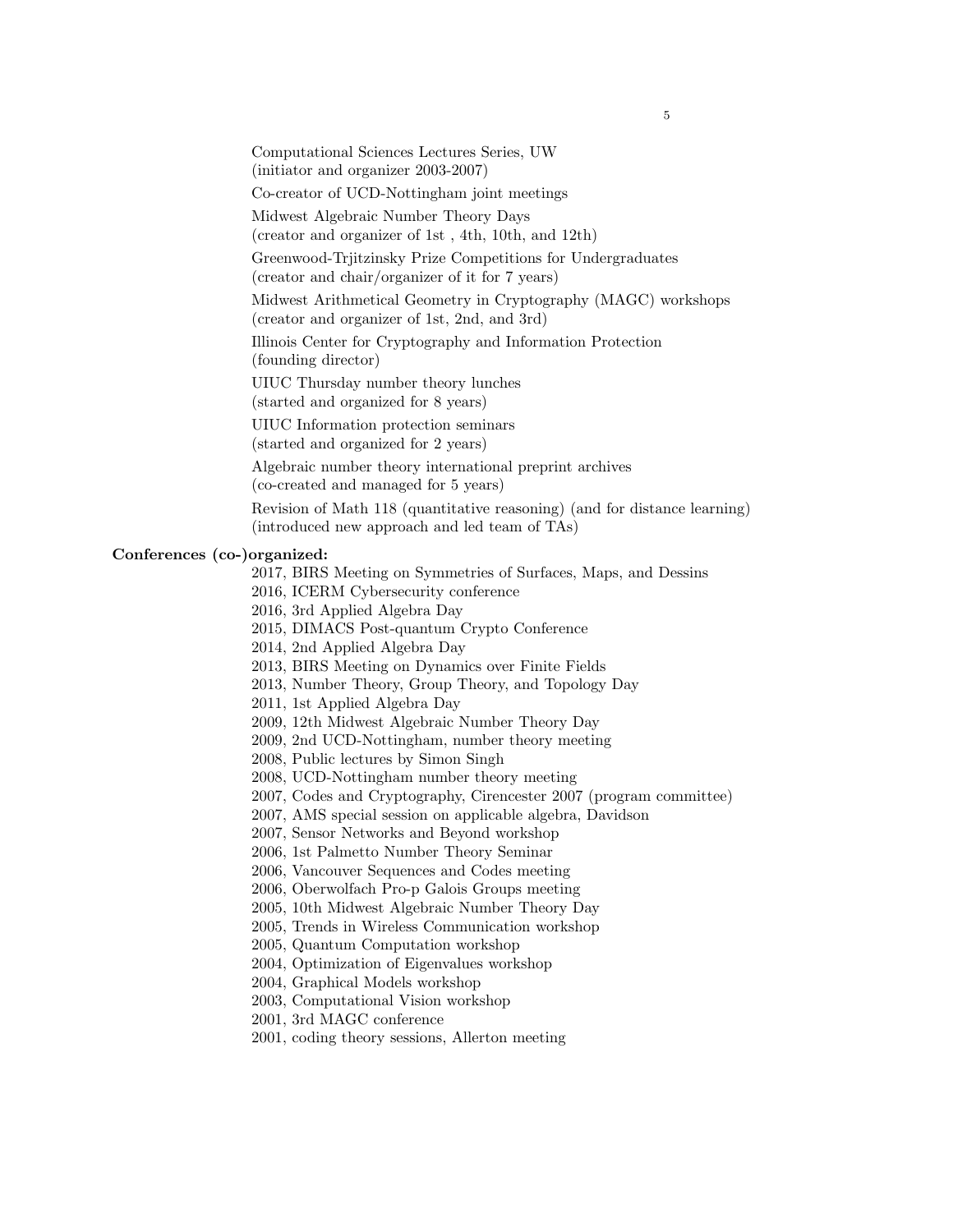Computational Sciences Lectures Series, UW
(initiator and organizer 2003-2007)

Co-creator of UCD-Nottingham joint meetings

Midwest Algebraic Number Theory Days
(creator and organizer of 1st , 4th, 10th, and 12th)

Greenwood-Trjitzinsky Prize Competitions for Undergraduates
(creator and chair/organizer of it for 7 years)

Midwest Arithmetical Geometry in Cryptography (MAGC) workshops
(creator and organizer of 1st, 2nd, and 3rd)

Illinois Center for Cryptography and Information Protection
(founding director)

UIUC Thursday number theory lunches
(started and organized for 8 years)

UIUC Information protection seminars
(started and organized for 2 years)

Algebraic number theory international preprint archives
(co-created and managed for 5 years)

Revision of Math 118 (quantitative reasoning) (and for distance learning)
(introduced new approach and led team of TAs)

**Conferences (co-)organized:**

2017, BIRS Meeting on Symmetries of Surfaces, Maps, and Dessins
2016, ICERM Cybersecurity conference
2016, 3rd Applied Algebra Day
2015, DIMACS Post-quantum Crypto Conference
2014, 2nd Applied Algebra Day
2013, BIRS Meeting on Dynamics over Finite Fields
2013, Number Theory, Group Theory, and Topology Day
2011, 1st Applied Algebra Day
2009, 12th Midwest Algebraic Number Theory Day
2009, 2nd UCD-Nottingham, number theory meeting
2008, Public lectures by Simon Singh
2008, UCD-Nottingham number theory meeting
2007, Codes and Cryptography, Cirencester 2007 (program committee)
2007, AMS special session on applicable algebra, Davidson
2007, Sensor Networks and Beyond workshop
2006, 1st Palmetto Number Theory Seminar
2006, Vancouver Sequences and Codes meeting
2006, Oberwolfach Pro-p Galois Groups meeting
2005, 10th Midwest Algebraic Number Theory Day
2005, Trends in Wireless Communication workshop
2005, Quantum Computation workshop
2004, Optimization of Eigenvalues workshop
2004, Graphical Models workshop
2003, Computational Vision workshop
2001, 3rd MAGC conference
2001, coding theory sessions, Allerton meeting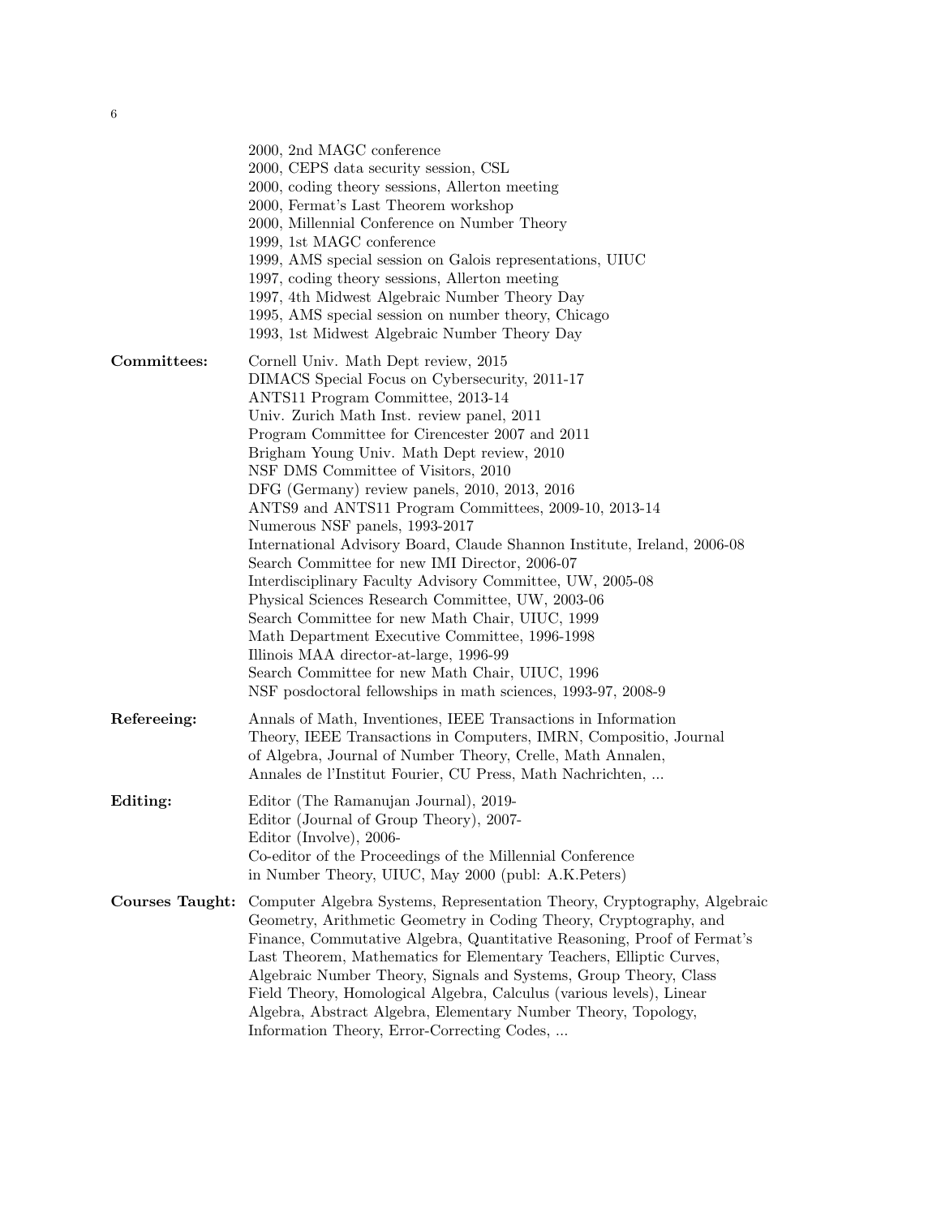2000, 2nd MAGC conference
2000, CEPS data security session, CSL
2000, coding theory sessions, Allerton meeting
2000, Fermat's Last Theorem workshop
2000, Millennial Conference on Number Theory
1999, 1st MAGC conference
1999, AMS special session on Galois representations, UIUC
1997, coding theory sessions, Allerton meeting
1997, 4th Midwest Algebraic Number Theory Day
1995, AMS special session on number theory, Chicago
1993, 1st Midwest Algebraic Number Theory Day

**Committees:**
Cornell Univ. Math Dept review, 2015
DIMACS Special Focus on Cybersecurity, 2011-17
ANTS11 Program Committee, 2013-14
Univ. Zurich Math Inst. review panel, 2011
Program Committee for Cirencester 2007 and 2011
Brigham Young Univ. Math Dept review, 2010
NSF DMS Committee of Visitors, 2010
DFG (Germany) review panels, 2010, 2013, 2016
ANTS9 and ANTS11 Program Committees, 2009-10, 2013-14
Numerous NSF panels, 1993-2017
International Advisory Board, Claude Shannon Institute, Ireland, 2006-08
Search Committee for new IMI Director, 2006-07
Interdisciplinary Faculty Advisory Committee, UW, 2005-08
Physical Sciences Research Committee, UW, 2003-06
Search Committee for new Math Chair, UIUC, 1999
Math Department Executive Committee, 1996-1998
Illinois MAA director-at-large, 1996-99
Search Committee for new Math Chair, UIUC, 1996
NSF posdoctoral fellowships in math sciences, 1993-97, 2008-9

**Refereeing:**
Annals of Math, Inventiones, IEEE Transactions in Information Theory, IEEE Transactions in Computers, IMRN, Compositio, Journal of Algebra, Journal of Number Theory, Crelle, Math Annalen, Annales de l'Institut Fourier, CU Press, Math Nachrichten, ...

**Editing:**
Editor (The Ramanujan Journal), 2019-
Editor (Journal of Group Theory), 2007-
Editor (Involve), 2006-
Co-editor of the Proceedings of the Millennial Conference in Number Theory, UIUC, May 2000 (publ: A.K.Peters)

**Courses Taught:**
Computer Algebra Systems, Representation Theory, Cryptography, Algebraic Geometry, Arithmetic Geometry in Coding Theory, Cryptography, and Finance, Commutative Algebra, Quantitative Reasoning, Proof of Fermat's Last Theorem, Mathematics for Elementary Teachers, Elliptic Curves, Algebraic Number Theory, Signals and Systems, Group Theory, Class Field Theory, Homological Algebra, Calculus (various levels), Linear Algebra, Abstract Algebra, Elementary Number Theory, Topology, Information Theory, Error-Correcting Codes, ...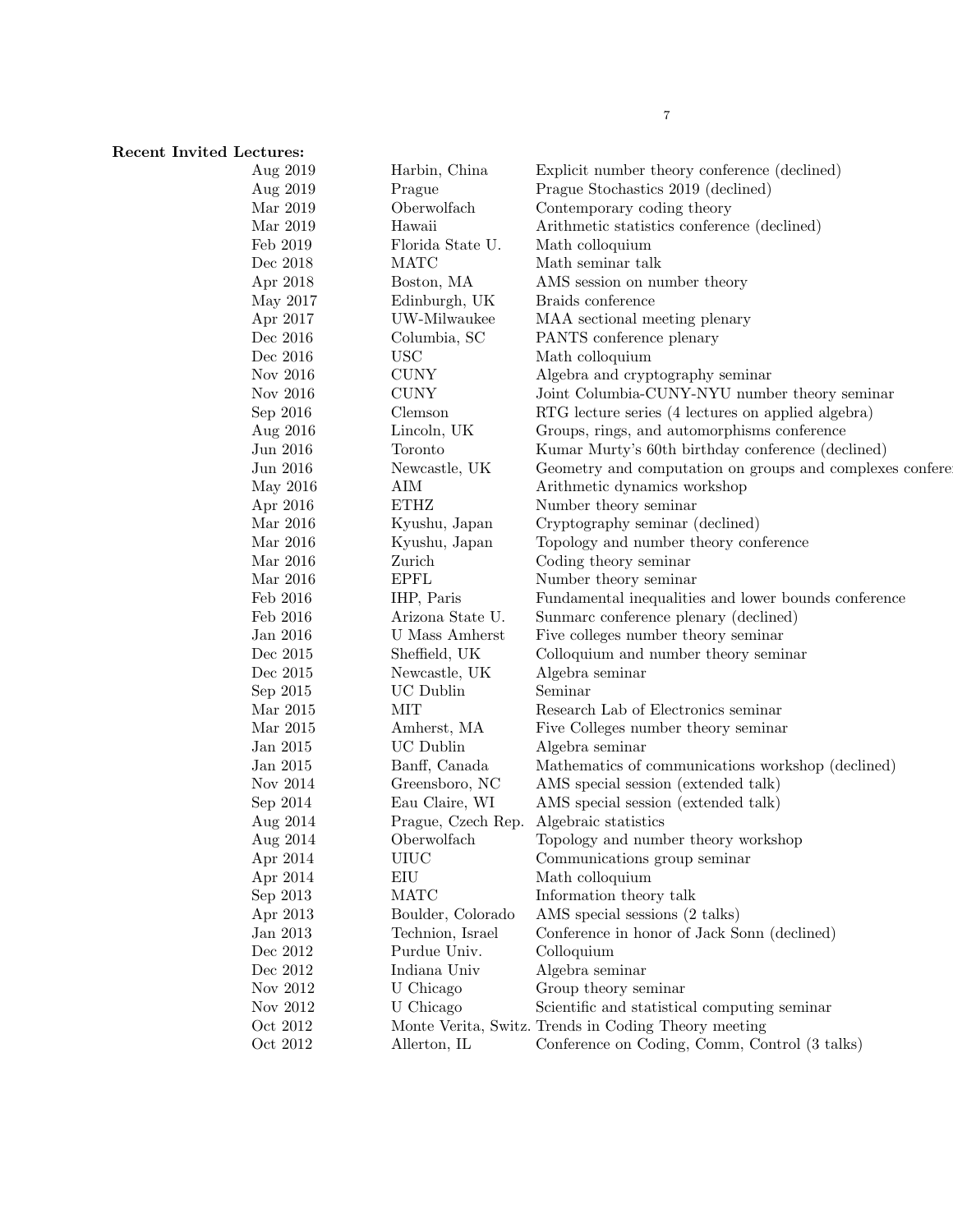**Recent Invited Lectures:**

| | | |
|---|---|---|
| Aug 2019 | Harbin, China | Explicit number theory conference (declined) |
| Aug 2019 | Prague | Prague Stochastics 2019 (declined) |
| Mar 2019 | Oberwolfach | Contemporary coding theory |
| Mar 2019 | Hawaii | Arithmetic statistics conference (declined) |
| Feb 2019 | Florida State U. | Math colloquium |
| Dec 2018 | MATC | Math seminar talk |
| Apr 2018 | Boston, MA | AMS session on number theory |
| May 2017 | Edinburgh, UK | Braids conference |
| Apr 2017 | UW-Milwaukee | MAA sectional meeting plenary |
| Dec 2016 | Columbia, SC | PANTS conference plenary |
| Dec 2016 | USC | Math colloquium |
| Nov 2016 | CUNY | Algebra and cryptography seminar |
| Nov 2016 | CUNY | Joint Columbia-CUNY-NYU number theory seminar |
| Sep 2016 | Clemson | RTG lecture series (4 lectures on applied algebra) |
| Aug 2016 | Lincoln, UK | Groups, rings, and automorphisms conference |
| Jun 2016 | Toronto | Kumar Murty's 60th birthday conference (declined) |
| Jun 2016 | Newcastle, UK | Geometry and computation on groups and complexes confere |
| May 2016 | AIM | Arithmetic dynamics workshop |
| Apr 2016 | ETHZ | Number theory seminar |
| Mar 2016 | Kyushu, Japan | Cryptography seminar (declined) |
| Mar 2016 | Kyushu, Japan | Topology and number theory conference |
| Mar 2016 | Zurich | Coding theory seminar |
| Mar 2016 | EPFL | Number theory seminar |
| Feb 2016 | IHP, Paris | Fundamental inequalities and lower bounds conference |
| Feb 2016 | Arizona State U. | Sunmarc conference plenary (declined) |
| Jan 2016 | U Mass Amherst | Five colleges number theory seminar |
| Dec 2015 | Sheffield, UK | Colloquium and number theory seminar |
| Dec 2015 | Newcastle, UK | Algebra seminar |
| Sep 2015 | UC Dublin | Seminar |
| Mar 2015 | MIT | Research Lab of Electronics seminar |
| Mar 2015 | Amherst, MA | Five Colleges number theory seminar |
| Jan 2015 | UC Dublin | Algebra seminar |
| Jan 2015 | Banff, Canada | Mathematics of communications workshop (declined) |
| Nov 2014 | Greensboro, NC | AMS special session (extended talk) |
| Sep 2014 | Eau Claire, WI | AMS special session (extended talk) |
| Aug 2014 | Prague, Czech Rep. | Algebraic statistics |
| Aug 2014 | Oberwolfach | Topology and number theory workshop |
| Apr 2014 | UIUC | Communications group seminar |
| Apr 2014 | EIU | Math colloquium |
| Sep 2013 | MATC | Information theory talk |
| Apr 2013 | Boulder, Colorado | AMS special sessions (2 talks) |
| Jan 2013 | Technion, Israel | Conference in honor of Jack Sonn (declined) |
| Dec 2012 | Purdue Univ. | Colloquium |
| Dec 2012 | Indiana Univ | Algebra seminar |
| Nov 2012 | U Chicago | Group theory seminar |
| Nov 2012 | U Chicago | Scientific and statistical computing seminar |
| Oct 2012 | Monte Verita, Switz. | Trends in Coding Theory meeting |
| Oct 2012 | Allerton, IL | Conference on Coding, Comm, Control (3 talks) |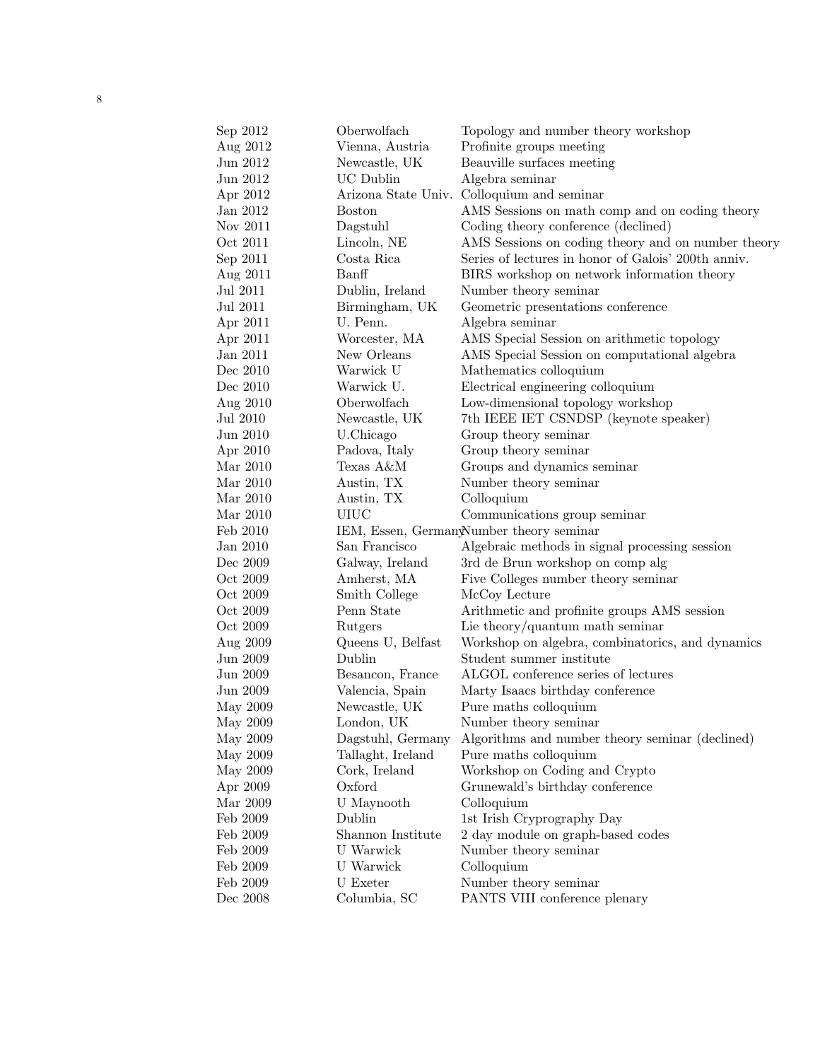| | | |
|---|---|---|
| Sep 2012 | Oberwolfach | Topology and number theory workshop |
| Aug 2012 | Vienna, Austria | Profinite groups meeting |
| Jun 2012 | Newcastle, UK | Beauville surfaces meeting |
| Jun 2012 | UC Dublin | Algebra seminar |
| Apr 2012 | Arizona State Univ. | Colloquium and seminar |
| Jan 2012 | Boston | AMS Sessions on math comp and on coding theory |
| Nov 2011 | Dagstuhl | Coding theory conference (declined) |
| Oct 2011 | Lincoln, NE | AMS Sessions on coding theory and on number theory |
| Sep 2011 | Costa Rica | Series of lectures in honor of Galois' 200th anniv. |
| Aug 2011 | Banff | BIRS workshop on network information theory |
| Jul 2011 | Dublin, Ireland | Number theory seminar |
| Jul 2011 | Birmingham, UK | Geometric presentations conference |
| Apr 2011 | U. Penn. | Algebra seminar |
| Apr 2011 | Worcester, MA | AMS Special Session on arithmetic topology |
| Jan 2011 | New Orleans | AMS Special Session on computational algebra |
| Dec 2010 | Warwick U | Mathematics colloquium |
| Dec 2010 | Warwick U. | Electrical engineering colloquium |
| Aug 2010 | Oberwolfach | Low-dimensional topology workshop |
| Jul 2010 | Newcastle, UK | 7th IEEE IET CSNDSP (keynote speaker) |
| Jun 2010 | U.Chicago | Group theory seminar |
| Apr 2010 | Padova, Italy | Group theory seminar |
| Mar 2010 | Texas A&M | Groups and dynamics seminar |
| Mar 2010 | Austin, TX | Number theory seminar |
| Mar 2010 | Austin, TX | Colloquium |
| Mar 2010 | UIUC | Communications group seminar |
| Feb 2010 | IEM, Essen, Germany | Number theory seminar |
| Jan 2010 | San Francisco | Algebraic methods in signal processing session |
| Dec 2009 | Galway, Ireland | 3rd de Brun workshop on comp alg |
| Oct 2009 | Amherst, MA | Five Colleges number theory seminar |
| Oct 2009 | Smith College | McCoy Lecture |
| Oct 2009 | Penn State | Arithmetic and profinite groups AMS session |
| Oct 2009 | Rutgers | Lie theory/quantum math seminar |
| Aug 2009 | Queens U, Belfast | Workshop on algebra, combinatorics, and dynamics |
| Jun 2009 | Dublin | Student summer institute |
| Jun 2009 | Besancon, France | ALGOL conference series of lectures |
| Jun 2009 | Valencia, Spain | Marty Isaacs birthday conference |
| May 2009 | Newcastle, UK | Pure maths colloquium |
| May 2009 | London, UK | Number theory seminar |
| May 2009 | Dagstuhl, Germany | Algorithms and number theory seminar (declined) |
| May 2009 | Tallaght, Ireland | Pure maths colloquium |
| May 2009 | Cork, Ireland | Workshop on Coding and Crypto |
| Apr 2009 | Oxford | Grunewald's birthday conference |
| Mar 2009 | U Maynooth | Colloquium |
| Feb 2009 | Dublin | 1st Irish Cryprography Day |
| Feb 2009 | Shannon Institute | 2 day module on graph-based codes |
| Feb 2009 | U Warwick | Number theory seminar |
| Feb 2009 | U Warwick | Colloquium |
| Feb 2009 | U Exeter | Number theory seminar |
| Dec 2008 | Columbia, SC | PANTS VIII conference plenary |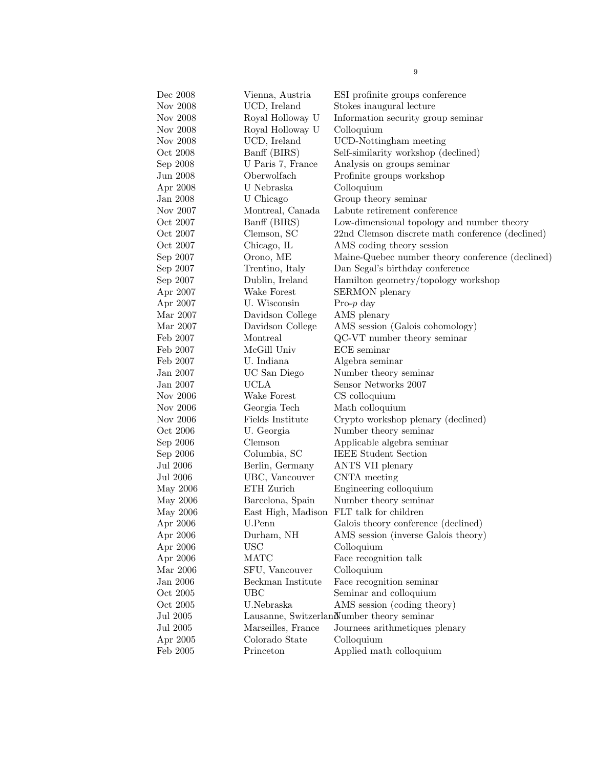| | | |
|---|---|---|
| Dec 2008 | Vienna, Austria | ESI profinite groups conference |
| Nov 2008 | UCD, Ireland | Stokes inaugural lecture |
| Nov 2008 | Royal Holloway U | Information security group seminar |
| Nov 2008 | Royal Holloway U | Colloquium |
| Nov 2008 | UCD, Ireland | UCD-Nottingham meeting |
| Oct 2008 | Banff (BIRS) | Self-similarity workshop (declined) |
| Sep 2008 | U Paris 7, France | Analysis on groups seminar |
| Jun 2008 | Oberwolfach | Profinite groups workshop |
| Apr 2008 | U Nebraska | Colloquium |
| Jan 2008 | U Chicago | Group theory seminar |
| Nov 2007 | Montreal, Canada | Labute retirement conference |
| Oct 2007 | Banff (BIRS) | Low-dimensional topology and number theory |
| Oct 2007 | Clemson, SC | 22nd Clemson discrete math conference (declined) |
| Oct 2007 | Chicago, IL | AMS coding theory session |
| Sep 2007 | Orono, ME | Maine-Quebec number theory conference (declined) |
| Sep 2007 | Trentino, Italy | Dan Segal's birthday conference |
| Sep 2007 | Dublin, Ireland | Hamilton geometry/topology workshop |
| Apr 2007 | Wake Forest | SERMON plenary |
| Apr 2007 | U. Wisconsin | Pro-$p$ day |
| Mar 2007 | Davidson College | AMS plenary |
| Mar 2007 | Davidson College | AMS session (Galois cohomology) |
| Feb 2007 | Montreal | QC-VT number theory seminar |
| Feb 2007 | McGill Univ | ECE seminar |
| Feb 2007 | U. Indiana | Algebra seminar |
| Jan 2007 | UC San Diego | Number theory seminar |
| Jan 2007 | UCLA | Sensor Networks 2007 |
| Nov 2006 | Wake Forest | CS colloquium |
| Nov 2006 | Georgia Tech | Math colloquium |
| Nov 2006 | Fields Institute | Crypto workshop plenary (declined) |
| Oct 2006 | U. Georgia | Number theory seminar |
| Sep 2006 | Clemson | Applicable algebra seminar |
| Sep 2006 | Columbia, SC | IEEE Student Section |
| Jul 2006 | Berlin, Germany | ANTS VII plenary |
| Jul 2006 | UBC, Vancouver | CNTA meeting |
| May 2006 | ETH Zurich | Engineering colloquium |
| May 2006 | Barcelona, Spain | Number theory seminar |
| May 2006 | East High, Madison | FLT talk for children |
| Apr 2006 | U.Penn | Galois theory conference (declined) |
| Apr 2006 | Durham, NH | AMS session (inverse Galois theory) |
| Apr 2006 | USC | Colloquium |
| Apr 2006 | MATC | Face recognition talk |
| Mar 2006 | SFU, Vancouver | Colloquium |
| Jan 2006 | Beckman Institute | Face recognition seminar |
| Oct 2005 | UBC | Seminar and colloquium |
| Oct 2005 | U.Nebraska | AMS session (coding theory) |
| Jul 2005 | Lausanne, Switzerland | Number theory seminar |
| Jul 2005 | Marseilles, France | Journees arithmetiques plenary |
| Apr 2005 | Colorado State | Colloquium |
| Feb 2005 | Princeton | Applied math colloquium |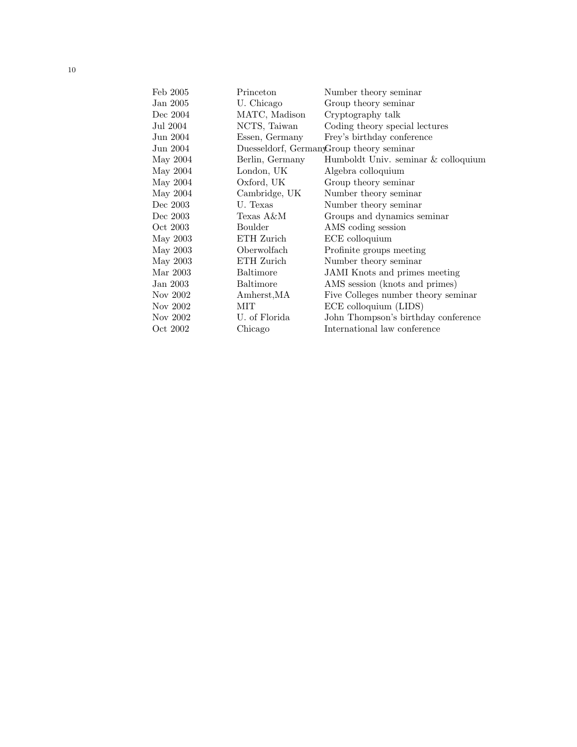| | | |
|---|---|---|
| Feb 2005 | Princeton | Number theory seminar |
| Jan 2005 | U. Chicago | Group theory seminar |
| Dec 2004 | MATC, Madison | Cryptography talk |
| Jul 2004 | NCTS, Taiwan | Coding theory special lectures |
| Jun 2004 | Essen, Germany | Frey's birthday conference |
| Jun 2004 | Duesseldorf, Germany | Group theory seminar |
| May 2004 | Berlin, Germany | Humboldt Univ. seminar & colloquium |
| May 2004 | London, UK | Algebra colloquium |
| May 2004 | Oxford, UK | Group theory seminar |
| May 2004 | Cambridge, UK | Number theory seminar |
| Dec 2003 | U. Texas | Number theory seminar |
| Dec 2003 | Texas A&M | Groups and dynamics seminar |
| Oct 2003 | Boulder | AMS coding session |
| May 2003 | ETH Zurich | ECE colloquium |
| May 2003 | Oberwolfach | Profinite groups meeting |
| May 2003 | ETH Zurich | Number theory seminar |
| Mar 2003 | Baltimore | JAMI Knots and primes meeting |
| Jan 2003 | Baltimore | AMS session (knots and primes) |
| Nov 2002 | Amherst,MA | Five Colleges number theory seminar |
| Nov 2002 | MIT | ECE colloquium (LIDS) |
| Nov 2002 | U. of Florida | John Thompson's birthday conference |
| Oct 2002 | Chicago | International law conference |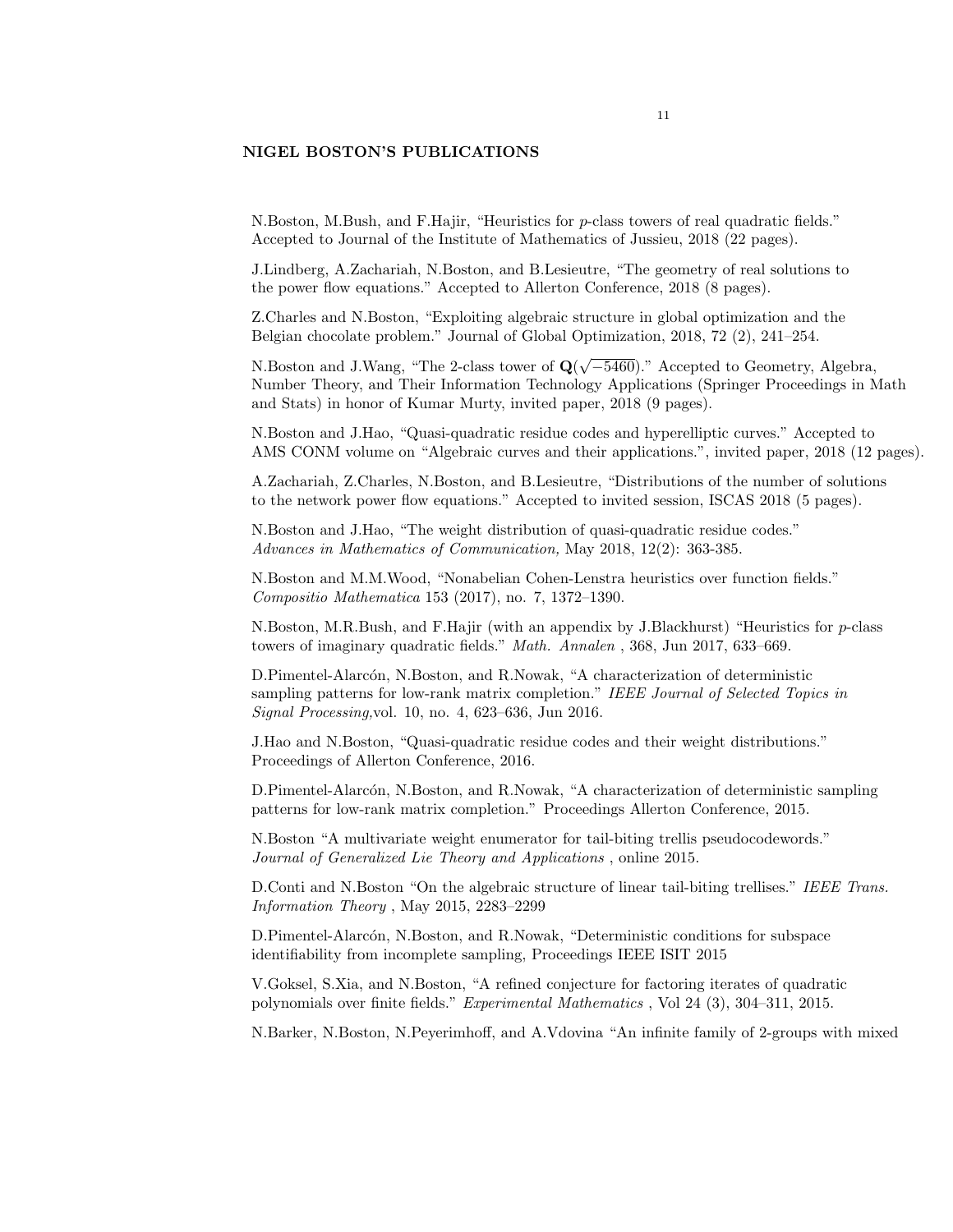## NIGEL BOSTON'S PUBLICATIONS

N.Boston, M.Bush, and F.Hajir, "Heuristics for $p$-class towers of real quadratic fields." Accepted to Journal of the Institute of Mathematics of Jussieu, 2018 (22 pages).

J.Lindberg, A.Zachariah, N.Boston, and B.Lesieutre, "The geometry of real solutions to the power flow equations." Accepted to Allerton Conference, 2018 (8 pages).

Z.Charles and N.Boston, "Exploiting algebraic structure in global optimization and the Belgian chocolate problem." Journal of Global Optimization, 2018, 72 (2), 241–254.

N.Boston and J.Wang, "The 2-class tower of $\mathbf{Q}(\sqrt{-5460})$." Accepted to Geometry, Algebra, Number Theory, and Their Information Technology Applications (Springer Proceedings in Math and Stats) in honor of Kumar Murty, invited paper, 2018 (9 pages).

N.Boston and J.Hao, "Quasi-quadratic residue codes and hyperelliptic curves." Accepted to AMS CONM volume on "Algebraic curves and their applications.", invited paper, 2018 (12 pages).

A.Zachariah, Z.Charles, N.Boston, and B.Lesieutre, "Distributions of the number of solutions to the network power flow equations." Accepted to invited session, ISCAS 2018 (5 pages).

N.Boston and J.Hao, "The weight distribution of quasi-quadratic residue codes." *Advances in Mathematics of Communication,* May 2018, 12(2): 363-385.

N.Boston and M.M.Wood, "Nonabelian Cohen-Lenstra heuristics over function fields." *Compositio Mathematica* 153 (2017), no. 7, 1372–1390.

N.Boston, M.R.Bush, and F.Hajir (with an appendix by J.Blackhurst) "Heuristics for $p$-class towers of imaginary quadratic fields." *Math. Annalen* , 368, Jun 2017, 633–669.

D.Pimentel-Alarcón, N.Boston, and R.Nowak, "A characterization of deterministic sampling patterns for low-rank matrix completion." *IEEE Journal of Selected Topics in Signal Processing,*vol. 10, no. 4, 623–636, Jun 2016.

J.Hao and N.Boston, "Quasi-quadratic residue codes and their weight distributions." Proceedings of Allerton Conference, 2016.

D.Pimentel-Alarcón, N.Boston, and R.Nowak, "A characterization of deterministic sampling patterns for low-rank matrix completion." Proceedings Allerton Conference, 2015.

N.Boston "A multivariate weight enumerator for tail-biting trellis pseudocodewords." *Journal of Generalized Lie Theory and Applications* , online 2015.

D.Conti and N.Boston "On the algebraic structure of linear tail-biting trellises." *IEEE Trans. Information Theory* , May 2015, 2283–2299

D.Pimentel-Alarcón, N.Boston, and R.Nowak, "Deterministic conditions for subspace identifiability from incomplete sampling, Proceedings IEEE ISIT 2015

V.Goksel, S.Xia, and N.Boston, "A refined conjecture for factoring iterates of quadratic polynomials over finite fields." *Experimental Mathematics* , Vol 24 (3), 304–311, 2015.

N.Barker, N.Boston, N.Peyerimhoff, and A.Vdovina "An infinite family of 2-groups with mixed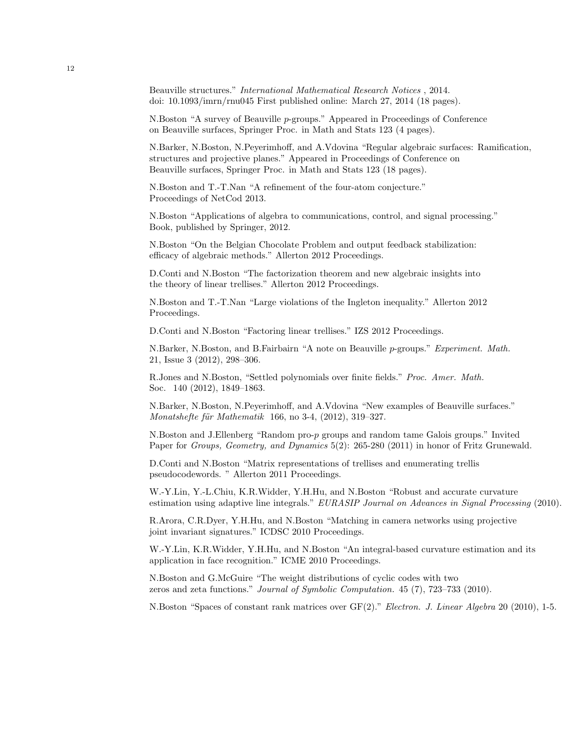Beauville structures." *International Mathematical Research Notices* , 2014. doi: 10.1093/imrn/rnu045 First published online: March 27, 2014 (18 pages).

N.Boston "A survey of Beauville $p$-groups." Appeared in Proceedings of Conference on Beauville surfaces, Springer Proc. in Math and Stats 123 (4 pages).

N.Barker, N.Boston, N.Peyerimhoff, and A.Vdovina "Regular algebraic surfaces: Ramification, structures and projective planes." Appeared in Proceedings of Conference on Beauville surfaces, Springer Proc. in Math and Stats 123 (18 pages).

N.Boston and T.-T.Nan "A refinement of the four-atom conjecture." Proceedings of NetCod 2013.

N.Boston "Applications of algebra to communications, control, and signal processing." Book, published by Springer, 2012.

N.Boston "On the Belgian Chocolate Problem and output feedback stabilization: efficacy of algebraic methods." Allerton 2012 Proceedings.

D.Conti and N.Boston "The factorization theorem and new algebraic insights into the theory of linear trellises." Allerton 2012 Proceedings.

N.Boston and T.-T.Nan "Large violations of the Ingleton inequality." Allerton 2012 Proceedings.

D.Conti and N.Boston "Factoring linear trellises." IZS 2012 Proceedings.

N.Barker, N.Boston, and B.Fairbairn "A note on Beauville $p$-groups." *Experiment. Math.* 21, Issue 3 (2012), 298–306.

R.Jones and N.Boston, "Settled polynomials over finite fields." *Proc. Amer. Math. Soc.* 140 (2012), 1849–1863.

N.Barker, N.Boston, N.Peyerimhoff, and A.Vdovina "New examples of Beauville surfaces." *Monatshefte für Mathematik* 166, no 3-4, (2012), 319–327.

N.Boston and J.Ellenberg "Random pro-$p$ groups and random tame Galois groups." Invited Paper for *Groups, Geometry, and Dynamics* 5(2): 265-280 (2011) in honor of Fritz Grunewald.

D.Conti and N.Boston "Matrix representations of trellises and enumerating trellis pseudocodewords. " Allerton 2011 Proceedings.

W.-Y.Lin, Y.-L.Chiu, K.R.Widder, Y.H.Hu, and N.Boston "Robust and accurate curvature estimation using adaptive line integrals." *EURASIP Journal on Advances in Signal Processing* (2010).

R.Arora, C.R.Dyer, Y.H.Hu, and N.Boston "Matching in camera networks using projective joint invariant signatures." ICDSC 2010 Proceedings.

W.-Y.Lin, K.R.Widder, Y.H.Hu, and N.Boston "An integral-based curvature estimation and its application in face recognition." ICME 2010 Proceedings.

N.Boston and G.McGuire "The weight distributions of cyclic codes with two zeros and zeta functions." *Journal of Symbolic Computation.* 45 (7), 723–733 (2010).

N.Boston "Spaces of constant rank matrices over GF(2)." *Electron. J. Linear Algebra* 20 (2010), 1-5.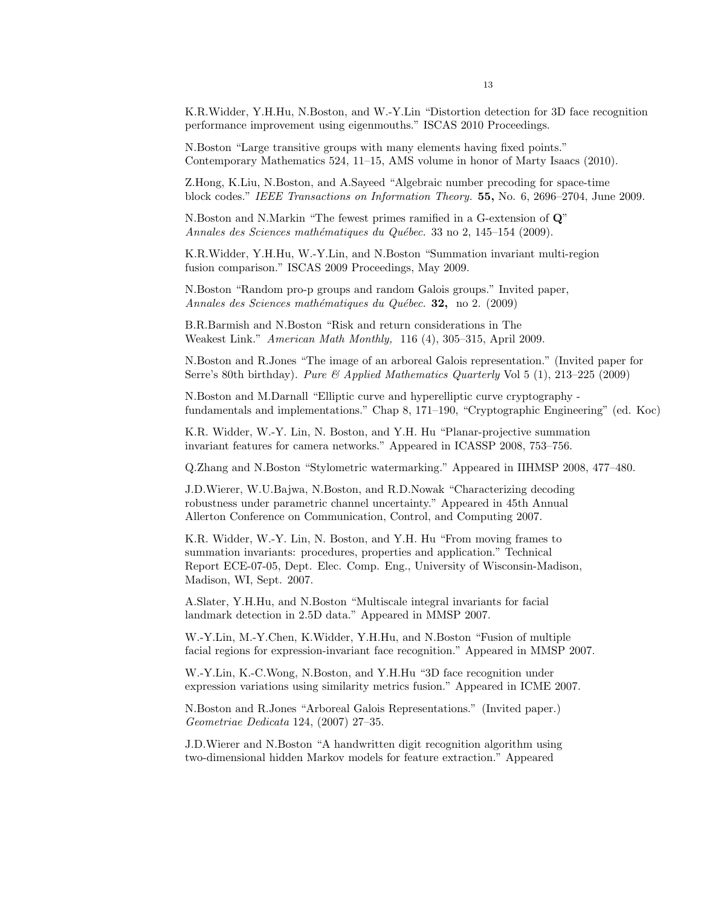K.R.Widder, Y.H.Hu, N.Boston, and W.-Y.Lin "Distortion detection for 3D face recognition performance improvement using eigenmouths." ISCAS 2010 Proceedings.

N.Boston "Large transitive groups with many elements having fixed points." Contemporary Mathematics 524, 11–15, AMS volume in honor of Marty Isaacs (2010).

Z.Hong, K.Liu, N.Boston, and A.Sayeed "Algebraic number precoding for space-time block codes." *IEEE Transactions on Information Theory.* **55,** No. 6, 2696–2704, June 2009.

N.Boston and N.Markin "The fewest primes ramified in a G-extension of **Q**" *Annales des Sciences mathématiques du Québec.* 33 no 2, 145–154 (2009).

K.R.Widder, Y.H.Hu, W.-Y.Lin, and N.Boston "Summation invariant multi-region fusion comparison." ISCAS 2009 Proceedings, May 2009.

N.Boston "Random pro-p groups and random Galois groups." Invited paper, *Annales des Sciences mathématiques du Québec.* **32,** no 2. (2009)

B.R.Barmish and N.Boston "Risk and return considerations in The Weakest Link." *American Math Monthly,* 116 (4), 305–315, April 2009.

N.Boston and R.Jones "The image of an arboreal Galois representation." (Invited paper for Serre's 80th birthday). *Pure & Applied Mathematics Quarterly* Vol 5 (1), 213–225 (2009)

N.Boston and M.Darnall "Elliptic curve and hyperelliptic curve cryptography - fundamentals and implementations." Chap 8, 171–190, "Cryptographic Engineering" (ed. Koc)

K.R. Widder, W.-Y. Lin, N. Boston, and Y.H. Hu "Planar-projective summation invariant features for camera networks." Appeared in ICASSP 2008, 753–756.

Q.Zhang and N.Boston "Stylometric watermarking." Appeared in IIHMSP 2008, 477–480.

J.D.Wierer, W.U.Bajwa, N.Boston, and R.D.Nowak "Characterizing decoding robustness under parametric channel uncertainty." Appeared in 45th Annual Allerton Conference on Communication, Control, and Computing 2007.

K.R. Widder, W.-Y. Lin, N. Boston, and Y.H. Hu "From moving frames to summation invariants: procedures, properties and application." Technical Report ECE-07-05, Dept. Elec. Comp. Eng., University of Wisconsin-Madison, Madison, WI, Sept. 2007.

A.Slater, Y.H.Hu, and N.Boston "Multiscale integral invariants for facial landmark detection in 2.5D data." Appeared in MMSP 2007.

W.-Y.Lin, M.-Y.Chen, K.Widder, Y.H.Hu, and N.Boston "Fusion of multiple facial regions for expression-invariant face recognition." Appeared in MMSP 2007.

W.-Y.Lin, K.-C.Wong, N.Boston, and Y.H.Hu "3D face recognition under expression variations using similarity metrics fusion." Appeared in ICME 2007.

N.Boston and R.Jones "Arboreal Galois Representations." (Invited paper.) *Geometriae Dedicata* 124, (2007) 27–35.

J.D.Wierer and N.Boston "A handwritten digit recognition algorithm using two-dimensional hidden Markov models for feature extraction." Appeared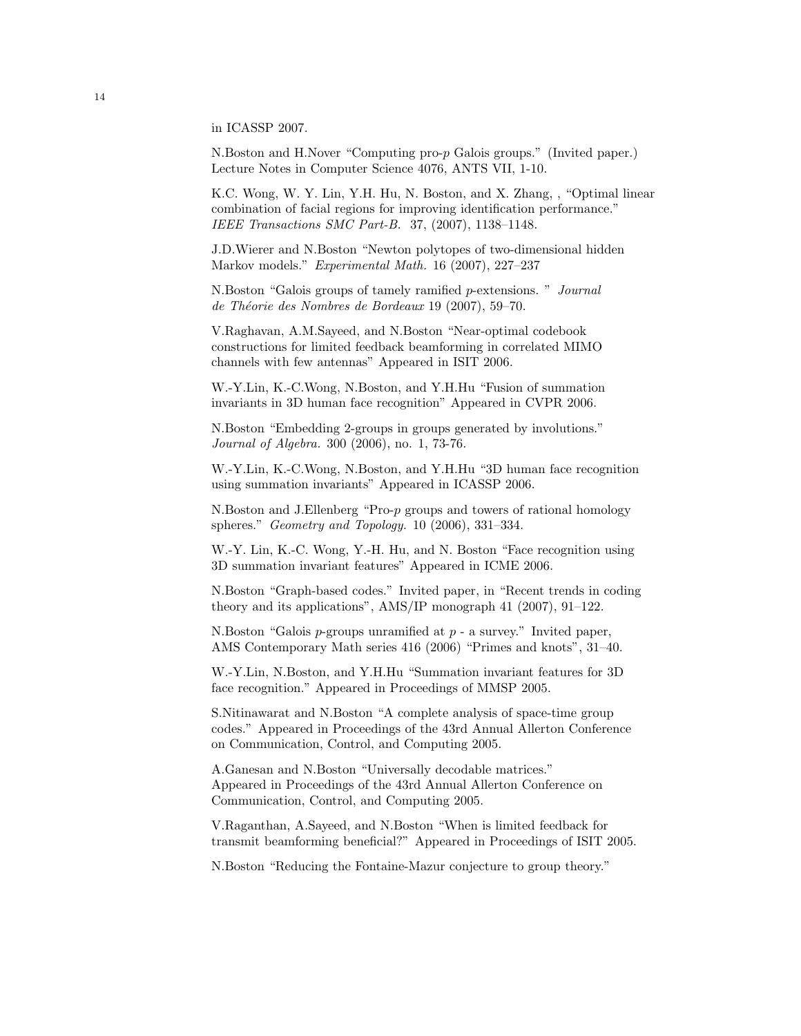in ICASSP 2007.

N.Boston and H.Nover "Computing pro-$p$ Galois groups." (Invited paper.) Lecture Notes in Computer Science 4076, ANTS VII, 1-10.

K.C. Wong, W. Y. Lin, Y.H. Hu, N. Boston, and X. Zhang, , "Optimal linear combination of facial regions for improving identification performance." *IEEE Transactions SMC Part-B.* 37, (2007), 1138–1148.

J.D.Wierer and N.Boston "Newton polytopes of two-dimensional hidden Markov models." *Experimental Math.* 16 (2007), 227–237

N.Boston "Galois groups of tamely ramified $p$-extensions. " *Journal de Théorie des Nombres de Bordeaux* 19 (2007), 59–70.

V.Raghavan, A.M.Sayeed, and N.Boston "Near-optimal codebook constructions for limited feedback beamforming in correlated MIMO channels with few antennas" Appeared in ISIT 2006.

W.-Y.Lin, K.-C.Wong, N.Boston, and Y.H.Hu "Fusion of summation invariants in 3D human face recognition" Appeared in CVPR 2006.

N.Boston "Embedding 2-groups in groups generated by involutions." *Journal of Algebra.* 300 (2006), no. 1, 73-76.

W.-Y.Lin, K.-C.Wong, N.Boston, and Y.H.Hu "3D human face recognition using summation invariants" Appeared in ICASSP 2006.

N.Boston and J.Ellenberg "Pro-$p$ groups and towers of rational homology spheres." *Geometry and Topology.* 10 (2006), 331–334.

W.-Y. Lin, K.-C. Wong, Y.-H. Hu, and N. Boston "Face recognition using 3D summation invariant features" Appeared in ICME 2006.

N.Boston "Graph-based codes." Invited paper, in "Recent trends in coding theory and its applications", AMS/IP monograph 41 (2007), 91–122.

N.Boston "Galois $p$-groups unramified at $p$ - a survey." Invited paper, AMS Contemporary Math series 416 (2006) "Primes and knots", 31–40.

W.-Y.Lin, N.Boston, and Y.H.Hu "Summation invariant features for 3D face recognition." Appeared in Proceedings of MMSP 2005.

S.Nitinawarat and N.Boston "A complete analysis of space-time group codes." Appeared in Proceedings of the 43rd Annual Allerton Conference on Communication, Control, and Computing 2005.

A.Ganesan and N.Boston "Universally decodable matrices." Appeared in Proceedings of the 43rd Annual Allerton Conference on Communication, Control, and Computing 2005.

V.Raganthan, A.Sayeed, and N.Boston "When is limited feedback for transmit beamforming beneficial?" Appeared in Proceedings of ISIT 2005.

N.Boston "Reducing the Fontaine-Mazur conjecture to group theory."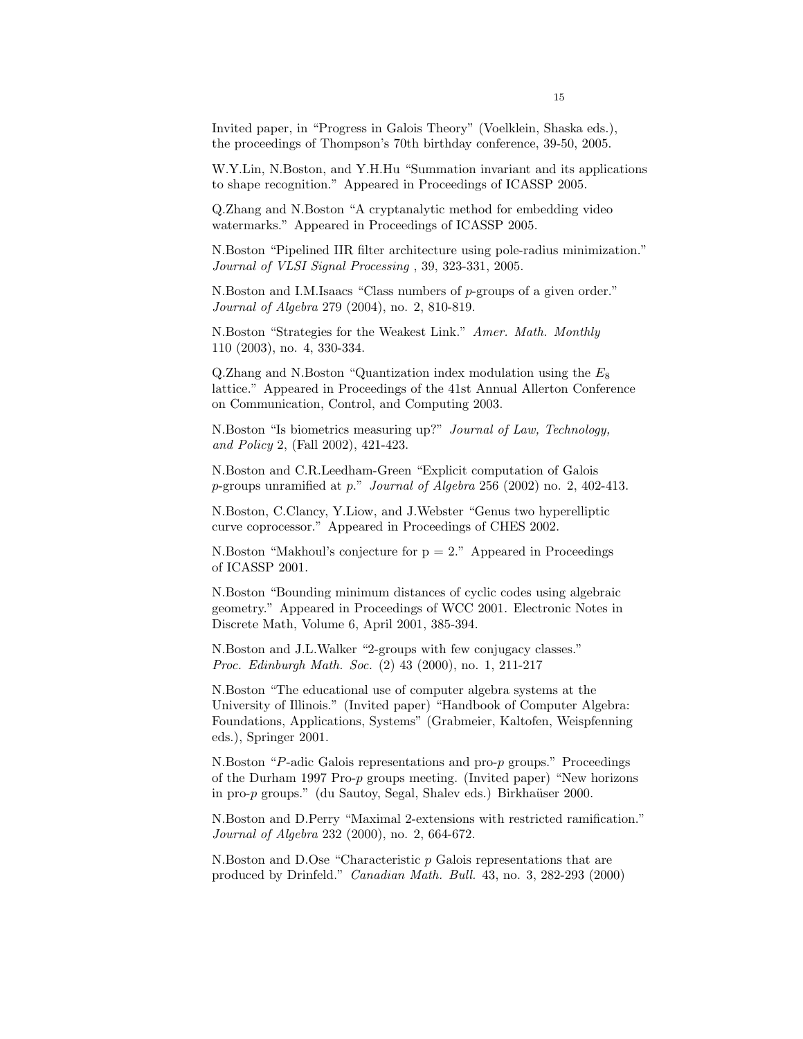Invited paper, in "Progress in Galois Theory" (Voelklein, Shaska eds.), the proceedings of Thompson's 70th birthday conference, 39-50, 2005.

W.Y.Lin, N.Boston, and Y.H.Hu "Summation invariant and its applications to shape recognition." Appeared in Proceedings of ICASSP 2005.

Q.Zhang and N.Boston "A cryptanalytic method for embedding video watermarks." Appeared in Proceedings of ICASSP 2005.

N.Boston "Pipelined IIR filter architecture using pole-radius minimization." *Journal of VLSI Signal Processing* , 39, 323-331, 2005.

N.Boston and I.M.Isaacs "Class numbers of $p$-groups of a given order." *Journal of Algebra* 279 (2004), no. 2, 810-819.

N.Boston "Strategies for the Weakest Link." *Amer. Math. Monthly* 110 (2003), no. 4, 330-334.

Q.Zhang and N.Boston "Quantization index modulation using the $E_8$ lattice." Appeared in Proceedings of the 41st Annual Allerton Conference on Communication, Control, and Computing 2003.

N.Boston "Is biometrics measuring up?" *Journal of Law, Technology, and Policy* 2, (Fall 2002), 421-423.

N.Boston and C.R.Leedham-Green "Explicit computation of Galois $p$-groups unramified at $p$." *Journal of Algebra* 256 (2002) no. 2, 402-413.

N.Boston, C.Clancy, Y.Liow, and J.Webster "Genus two hyperelliptic curve coprocessor." Appeared in Proceedings of CHES 2002.

N.Boston "Makhoul's conjecture for p = 2." Appeared in Proceedings of ICASSP 2001.

N.Boston "Bounding minimum distances of cyclic codes using algebraic geometry." Appeared in Proceedings of WCC 2001. Electronic Notes in Discrete Math, Volume 6, April 2001, 385-394.

N.Boston and J.L.Walker "2-groups with few conjugacy classes." *Proc. Edinburgh Math. Soc.* (2) 43 (2000), no. 1, 211-217

N.Boston "The educational use of computer algebra systems at the University of Illinois." (Invited paper) "Handbook of Computer Algebra: Foundations, Applications, Systems" (Grabmeier, Kaltofen, Weispfenning eds.), Springer 2001.

N.Boston "$P$-adic Galois representations and pro-$p$ groups." Proceedings of the Durham 1997 Pro-$p$ groups meeting. (Invited paper) "New horizons in pro-$p$ groups." (du Sautoy, Segal, Shalev eds.) Birkhaüser 2000.

N.Boston and D.Perry "Maximal 2-extensions with restricted ramification." *Journal of Algebra* 232 (2000), no. 2, 664-672.

N.Boston and D.Ose "Characteristic $p$ Galois representations that are produced by Drinfeld." *Canadian Math. Bull.* 43, no. 3, 282-293 (2000)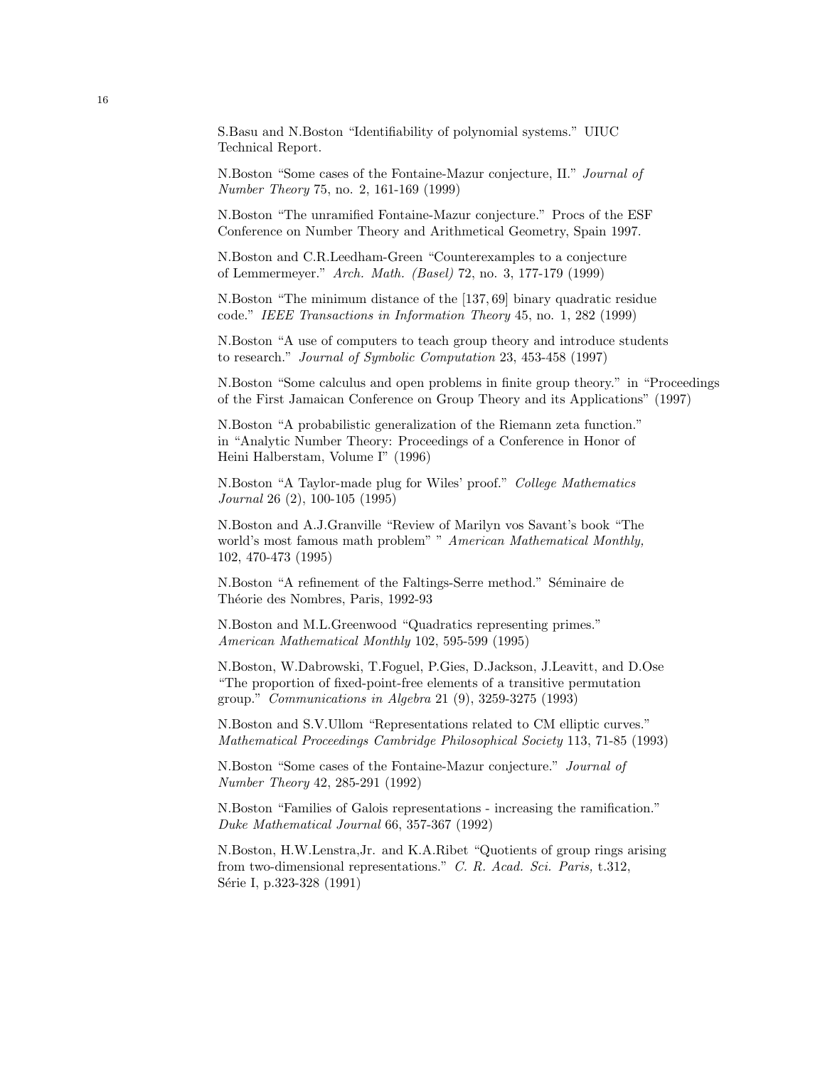S.Basu and N.Boston "Identifiability of polynomial systems." UIUC Technical Report.

N.Boston "Some cases of the Fontaine-Mazur conjecture, II." *Journal of Number Theory* 75, no. 2, 161-169 (1999)

N.Boston "The unramified Fontaine-Mazur conjecture." Procs of the ESF Conference on Number Theory and Arithmetical Geometry, Spain 1997.

N.Boston and C.R.Leedham-Green "Counterexamples to a conjecture of Lemmermeyer." *Arch. Math. (Basel)* 72, no. 3, 177-179 (1999)

N.Boston "The minimum distance of the $[137, 69]$ binary quadratic residue code." *IEEE Transactions in Information Theory* 45, no. 1, 282 (1999)

N.Boston "A use of computers to teach group theory and introduce students to research." *Journal of Symbolic Computation* 23, 453-458 (1997)

N.Boston "Some calculus and open problems in finite group theory." in "Proceedings of the First Jamaican Conference on Group Theory and its Applications" (1997)

N.Boston "A probabilistic generalization of the Riemann zeta function." in "Analytic Number Theory: Proceedings of a Conference in Honor of Heini Halberstam, Volume I" (1996)

N.Boston "A Taylor-made plug for Wiles' proof." *College Mathematics Journal* 26 (2), 100-105 (1995)

N.Boston and A.J.Granville "Review of Marilyn vos Savant's book "The world's most famous math problem" " *American Mathematical Monthly,* 102, 470-473 (1995)

N.Boston "A refinement of the Faltings-Serre method." Séminaire de Théorie des Nombres, Paris, 1992-93

N.Boston and M.L.Greenwood "Quadratics representing primes." *American Mathematical Monthly* 102, 595-599 (1995)

N.Boston, W.Dabrowski, T.Foguel, P.Gies, D.Jackson, J.Leavitt, and D.Ose "The proportion of fixed-point-free elements of a transitive permutation group." *Communications in Algebra* 21 (9), 3259-3275 (1993)

N.Boston and S.V.Ullom "Representations related to CM elliptic curves." *Mathematical Proceedings Cambridge Philosophical Society* 113, 71-85 (1993)

N.Boston "Some cases of the Fontaine-Mazur conjecture." *Journal of Number Theory* 42, 285-291 (1992)

N.Boston "Families of Galois representations - increasing the ramification." *Duke Mathematical Journal* 66, 357-367 (1992)

N.Boston, H.W.Lenstra,Jr. and K.A.Ribet "Quotients of group rings arising from two-dimensional representations." *C. R. Acad. Sci. Paris,* t.312, Série I, p.323-328 (1991)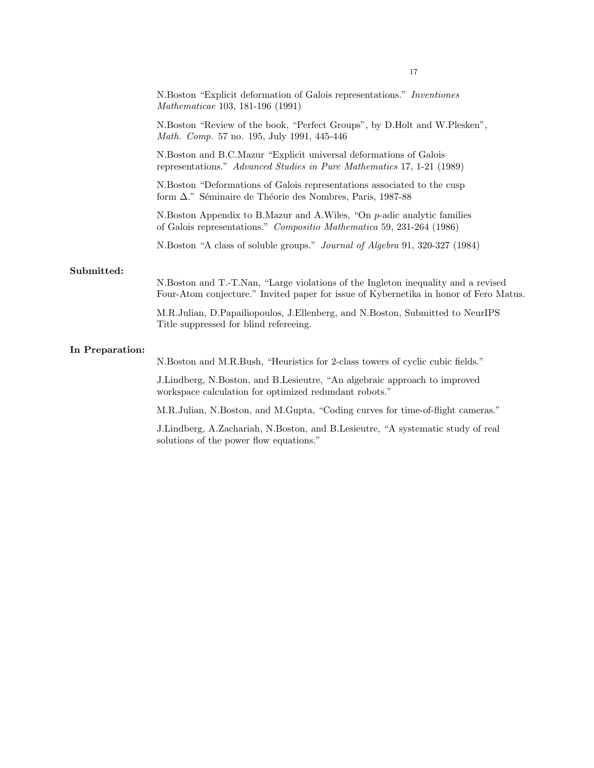N.Boston "Explicit deformation of Galois representations." *Inventiones Mathematicae* 103, 181-196 (1991)

N.Boston "Review of the book, "Perfect Groups", by D.Holt and W.Plesken", *Math. Comp.* 57 no. 195, July 1991, 445-446

N.Boston and B.C.Mazur "Explicit universal deformations of Galois representations." *Advanced Studies in Pure Mathematics* 17, 1-21 (1989)

N.Boston "Deformations of Galois representations associated to the cusp form $\Delta$." Séminaire de Théorie des Nombres, Paris, 1987-88

N.Boston Appendix to B.Mazur and A.Wiles, "On $p$-adic analytic families of Galois representations." *Compositio Mathematica* 59, 231-264 (1986)

N.Boston "A class of soluble groups." *Journal of Algebra* 91, 320-327 (1984)

**Submitted:**

N.Boston and T.-T.Nan, "Large violations of the Ingleton inequality and a revised Four-Atom conjecture." Invited paper for issue of Kybernetika in honor of Fero Matus.

M.R.Julian, D.Papailiopoulos, J.Ellenberg, and N.Boston, Submitted to NeurIPS Title suppressed for blind refereeing.

**In Preparation:**

N.Boston and M.R.Bush, "Heuristics for 2-class towers of cyclic cubic fields."

J.Lindberg, N.Boston, and B.Lesieutre, "An algebraic approach to improved workspace calculation for optimized redundant robots."

M.R.Julian, N.Boston, and M.Gupta, "Coding curves for time-of-flight cameras."

J.Lindberg, A.Zachariah, N.Boston, and B.Lesieutre, "A systematic study of real solutions of the power flow equations."